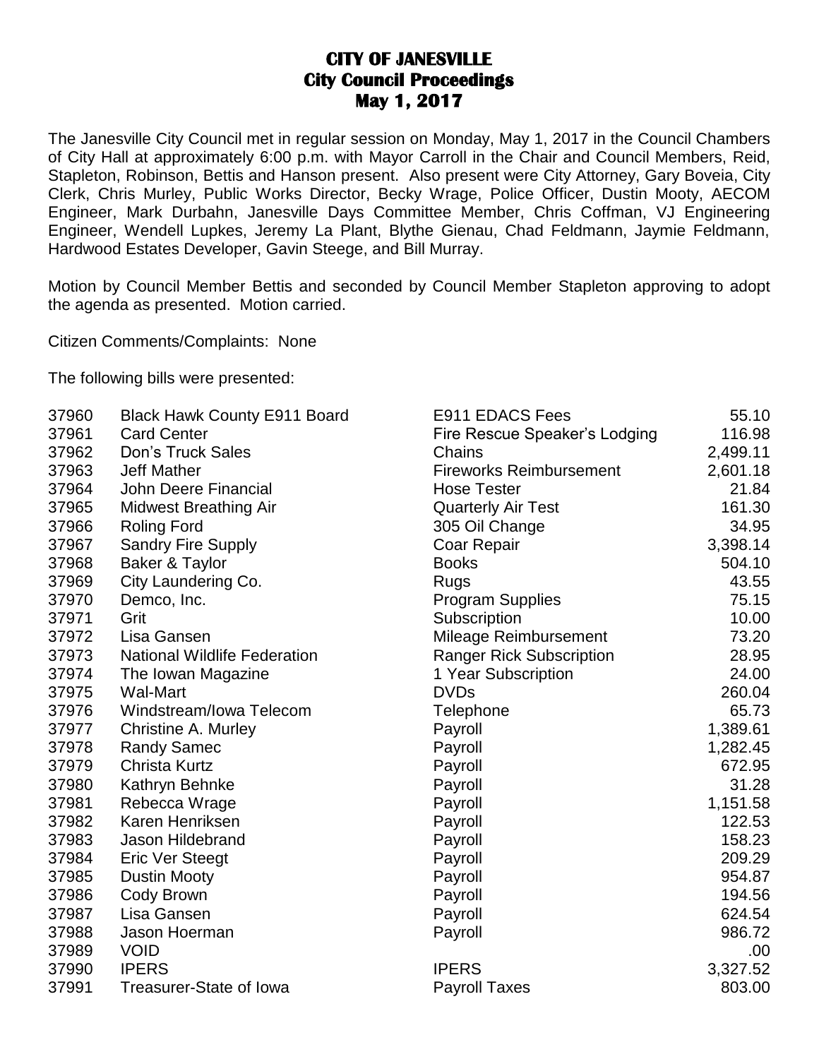# CITY OF JANESVILLE
## City Council Proceedings
## May 1, 2017

The Janesville City Council met in regular session on Monday, May 1, 2017 in the Council Chambers of City Hall at approximately 6:00 p.m. with Mayor Carroll in the Chair and Council Members, Reid, Stapleton, Robinson, Bettis and Hanson present. Also present were City Attorney, Gary Boveia, City Clerk, Chris Murley, Public Works Director, Becky Wrage, Police Officer, Dustin Mooty, AECOM Engineer, Mark Durbahn, Janesville Days Committee Member, Chris Coffman, VJ Engineering Engineer, Wendell Lupkes, Jeremy La Plant, Blythe Gienau, Chad Feldmann, Jaymie Feldmann, Hardwood Estates Developer, Gavin Steege, and Bill Murray.

Motion by Council Member Bettis and seconded by Council Member Stapleton approving to adopt the agenda as presented. Motion carried.

Citizen Comments/Complaints: None

The following bills were presented:

| | | | |
|---|---|---|---|
| 37960 | Black Hawk County E911 Board | E911 EDACS Fees | 55.10 |
| 37961 | Card Center | Fire Rescue Speaker's Lodging | 116.98 |
| 37962 | Don's Truck Sales | Chains | 2,499.11 |
| 37963 | Jeff Mather | Fireworks Reimbursement | 2,601.18 |
| 37964 | John Deere Financial | Hose Tester | 21.84 |
| 37965 | Midwest Breathing Air | Quarterly Air Test | 161.30 |
| 37966 | Roling Ford | 305 Oil Change | 34.95 |
| 37967 | Sandry Fire Supply | Coar Repair | 3,398.14 |
| 37968 | Baker & Taylor | Books | 504.10 |
| 37969 | City Laundering Co. | Rugs | 43.55 |
| 37970 | Demco, Inc. | Program Supplies | 75.15 |
| 37971 | Grit | Subscription | 10.00 |
| 37972 | Lisa Gansen | Mileage Reimbursement | 73.20 |
| 37973 | National Wildlife Federation | Ranger Rick Subscription | 28.95 |
| 37974 | The Iowan Magazine | 1 Year Subscription | 24.00 |
| 37975 | Wal-Mart | DVDs | 260.04 |
| 37976 | Windstream/Iowa Telecom | Telephone | 65.73 |
| 37977 | Christine A. Murley | Payroll | 1,389.61 |
| 37978 | Randy Samec | Payroll | 1,282.45 |
| 37979 | Christa Kurtz | Payroll | 672.95 |
| 37980 | Kathryn Behnke | Payroll | 31.28 |
| 37981 | Rebecca Wrage | Payroll | 1,151.58 |
| 37982 | Karen Henriksen | Payroll | 122.53 |
| 37983 | Jason Hildebrand | Payroll | 158.23 |
| 37984 | Eric Ver Steegt | Payroll | 209.29 |
| 37985 | Dustin Mooty | Payroll | 954.87 |
| 37986 | Cody Brown | Payroll | 194.56 |
| 37987 | Lisa Gansen | Payroll | 624.54 |
| 37988 | Jason Hoerman | Payroll | 986.72 |
| 37989 | VOID | | .00 |
| 37990 | IPERS | IPERS | 3,327.52 |
| 37991 | Treasurer-State of Iowa | Payroll Taxes | 803.00 |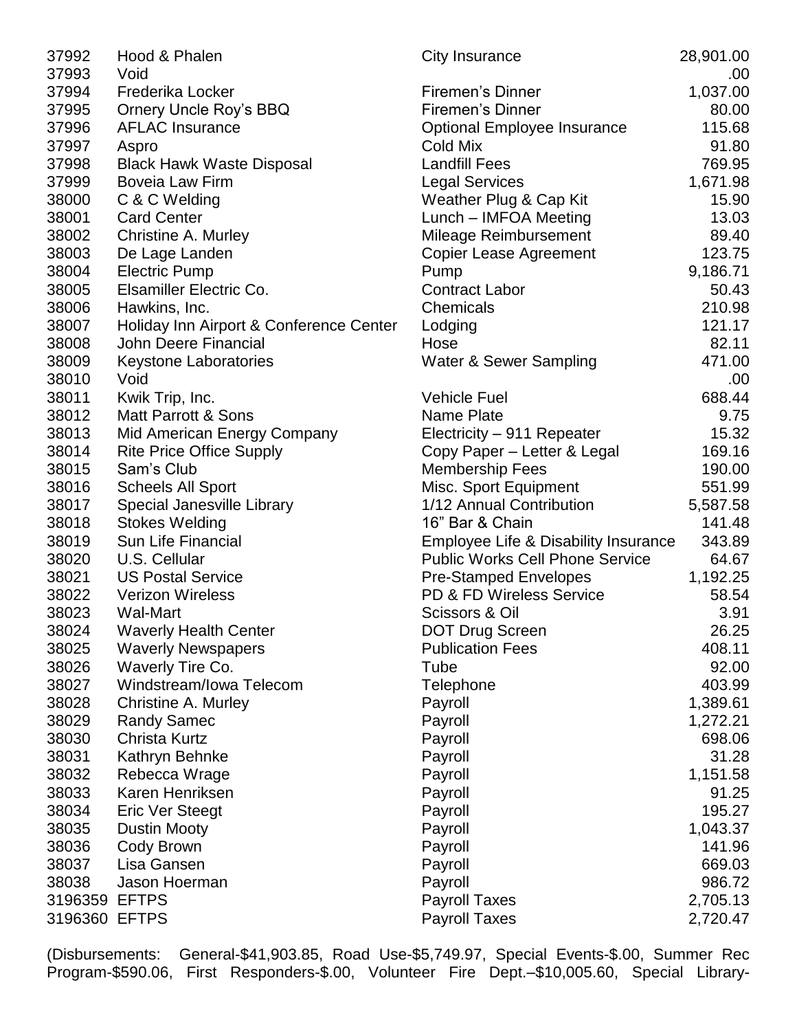| | | | |
|---|---|---|---|
| 37992 | Hood & Phalen | City Insurance | 28,901.00 |
| 37993 | Void | | .00 |
| 37994 | Frederika Locker | Firemen's Dinner | 1,037.00 |
| 37995 | Ornery Uncle Roy's BBQ | Firemen's Dinner | 80.00 |
| 37996 | AFLAC Insurance | Optional Employee Insurance | 115.68 |
| 37997 | Aspro | Cold Mix | 91.80 |
| 37998 | Black Hawk Waste Disposal | Landfill Fees | 769.95 |
| 37999 | Boveia Law Firm | Legal Services | 1,671.98 |
| 38000 | C & C Welding | Weather Plug & Cap Kit | 15.90 |
| 38001 | Card Center | Lunch – IMFOA Meeting | 13.03 |
| 38002 | Christine A. Murley | Mileage Reimbursement | 89.40 |
| 38003 | De Lage Landen | Copier Lease Agreement | 123.75 |
| 38004 | Electric Pump | Pump | 9,186.71 |
| 38005 | Elsamiller Electric Co. | Contract Labor | 50.43 |
| 38006 | Hawkins, Inc. | Chemicals | 210.98 |
| 38007 | Holiday Inn Airport & Conference Center | Lodging | 121.17 |
| 38008 | John Deere Financial | Hose | 82.11 |
| 38009 | Keystone Laboratories | Water & Sewer Sampling | 471.00 |
| 38010 | Void | | .00 |
| 38011 | Kwik Trip, Inc. | Vehicle Fuel | 688.44 |
| 38012 | Matt Parrott & Sons | Name Plate | 9.75 |
| 38013 | Mid American Energy Company | Electricity – 911 Repeater | 15.32 |
| 38014 | Rite Price Office Supply | Copy Paper – Letter & Legal | 169.16 |
| 38015 | Sam's Club | Membership Fees | 190.00 |
| 38016 | Scheels All Sport | Misc. Sport Equipment | 551.99 |
| 38017 | Special Janesville Library | 1/12 Annual Contribution | 5,587.58 |
| 38018 | Stokes Welding | 16" Bar & Chain | 141.48 |
| 38019 | Sun Life Financial | Employee Life & Disability Insurance | 343.89 |
| 38020 | U.S. Cellular | Public Works Cell Phone Service | 64.67 |
| 38021 | US Postal Service | Pre-Stamped Envelopes | 1,192.25 |
| 38022 | Verizon Wireless | PD & FD Wireless Service | 58.54 |
| 38023 | Wal-Mart | Scissors & Oil | 3.91 |
| 38024 | Waverly Health Center | DOT Drug Screen | 26.25 |
| 38025 | Waverly Newspapers | Publication Fees | 408.11 |
| 38026 | Waverly Tire Co. | Tube | 92.00 |
| 38027 | Windstream/Iowa Telecom | Telephone | 403.99 |
| 38028 | Christine A. Murley | Payroll | 1,389.61 |
| 38029 | Randy Samec | Payroll | 1,272.21 |
| 38030 | Christa Kurtz | Payroll | 698.06 |
| 38031 | Kathryn Behnke | Payroll | 31.28 |
| 38032 | Rebecca Wrage | Payroll | 1,151.58 |
| 38033 | Karen Henriksen | Payroll | 91.25 |
| 38034 | Eric Ver Steegt | Payroll | 195.27 |
| 38035 | Dustin Mooty | Payroll | 1,043.37 |
| 38036 | Cody Brown | Payroll | 141.96 |
| 38037 | Lisa Gansen | Payroll | 669.03 |
| 38038 | Jason Hoerman | Payroll | 986.72 |
| 3196359 | EFTPS | Payroll Taxes | 2,705.13 |
| 3196360 | EFTPS | Payroll Taxes | 2,720.47 |

(Disbursements: General-$41,903.85, Road Use-$5,749.97, Special Events-$.00, Summer Rec Program-$590.06, First Responders-$.00, Volunteer Fire Dept.–$10,005.60, Special Library-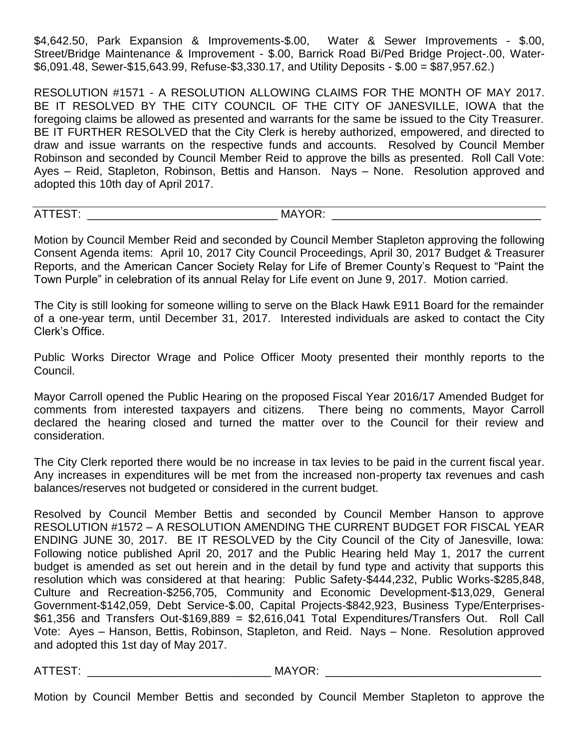$4,642.50, Park Expansion & Improvements-$.00, Water & Sewer Improvements - $.00, Street/Bridge Maintenance & Improvement - $.00, Barrick Road Bi/Ped Bridge Project-.00, Water-$6,091.48, Sewer-$15,643.99, Refuse-$3,330.17, and Utility Deposits - $.00 = $87,957.62.)

RESOLUTION #1571 - A RESOLUTION ALLOWING CLAIMS FOR THE MONTH OF MAY 2017. BE IT RESOLVED BY THE CITY COUNCIL OF THE CITY OF JANESVILLE, IOWA that the foregoing claims be allowed as presented and warrants for the same be issued to the City Treasurer. BE IT FURTHER RESOLVED that the City Clerk is hereby authorized, empowered, and directed to draw and issue warrants on the respective funds and accounts. Resolved by Council Member Robinson and seconded by Council Member Reid to approve the bills as presented. Roll Call Vote: Ayes – Reid, Stapleton, Robinson, Bettis and Hanson. Nays – None. Resolution approved and adopted this 10th day of April 2017.

ATTEST: ______________________________ MAYOR: ________________________________

Motion by Council Member Reid and seconded by Council Member Stapleton approving the following Consent Agenda items: April 10, 2017 City Council Proceedings, April 30, 2017 Budget & Treasurer Reports, and the American Cancer Society Relay for Life of Bremer County's Request to "Paint the Town Purple" in celebration of its annual Relay for Life event on June 9, 2017. Motion carried.

The City is still looking for someone willing to serve on the Black Hawk E911 Board for the remainder of a one-year term, until December 31, 2017. Interested individuals are asked to contact the City Clerk's Office.

Public Works Director Wrage and Police Officer Mooty presented their monthly reports to the Council.

Mayor Carroll opened the Public Hearing on the proposed Fiscal Year 2016/17 Amended Budget for comments from interested taxpayers and citizens. There being no comments, Mayor Carroll declared the hearing closed and turned the matter over to the Council for their review and consideration.

The City Clerk reported there would be no increase in tax levies to be paid in the current fiscal year. Any increases in expenditures will be met from the increased non-property tax revenues and cash balances/reserves not budgeted or considered in the current budget.

Resolved by Council Member Bettis and seconded by Council Member Hanson to approve RESOLUTION #1572 – A RESOLUTION AMENDING THE CURRENT BUDGET FOR FISCAL YEAR ENDING JUNE 30, 2017. BE IT RESOLVED by the City Council of the City of Janesville, Iowa: Following notice published April 20, 2017 and the Public Hearing held May 1, 2017 the current budget is amended as set out herein and in the detail by fund type and activity that supports this resolution which was considered at that hearing: Public Safety-$444,232, Public Works-$285,848, Culture and Recreation-$256,705, Community and Economic Development-$13,029, General Government-$142,059, Debt Service-$.00, Capital Projects-$842,923, Business Type/Enterprises-$61,356 and Transfers Out-$169,889 = $2,616,041 Total Expenditures/Transfers Out. Roll Call Vote: Ayes – Hanson, Bettis, Robinson, Stapleton, and Reid. Nays – None. Resolution approved and adopted this 1st day of May 2017.

ATTEST: ______________________________ MAYOR: ________________________________

Motion by Council Member Bettis and seconded by Council Member Stapleton to approve the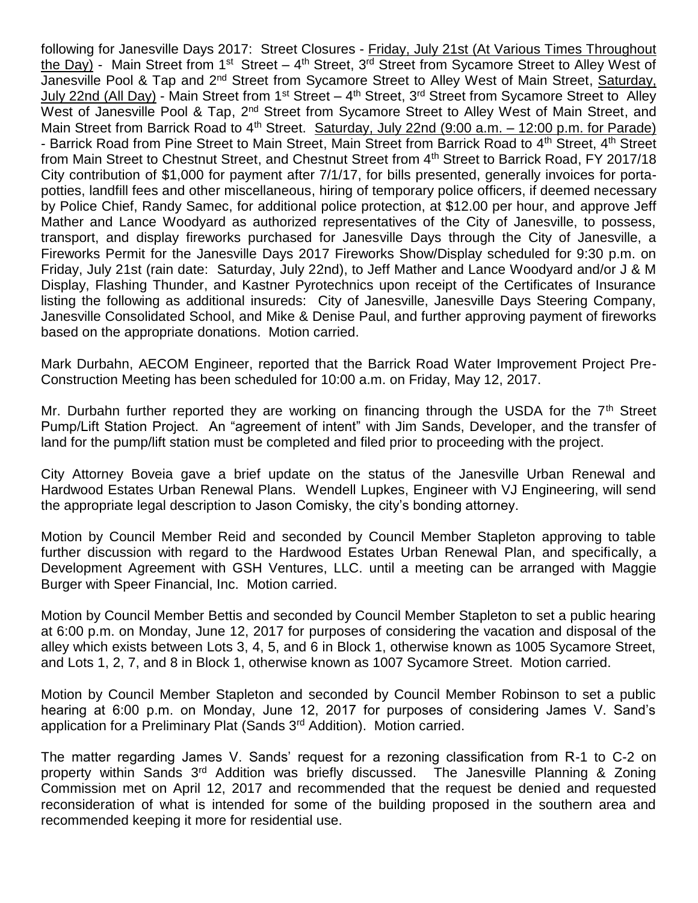following for Janesville Days 2017: Street Closures - Friday, July 21st (At Various Times Throughout the Day) - Main Street from 1st Street – 4th Street, 3rd Street from Sycamore Street to Alley West of Janesville Pool & Tap and 2nd Street from Sycamore Street to Alley West of Main Street, Saturday, July 22nd (All Day) - Main Street from 1st Street – 4th Street, 3rd Street from Sycamore Street to Alley West of Janesville Pool & Tap, 2nd Street from Sycamore Street to Alley West of Main Street, and Main Street from Barrick Road to 4th Street. Saturday, July 22nd (9:00 a.m. – 12:00 p.m. for Parade) - Barrick Road from Pine Street to Main Street, Main Street from Barrick Road to 4th Street, 4th Street from Main Street to Chestnut Street, and Chestnut Street from 4th Street to Barrick Road, FY 2017/18 City contribution of $1,000 for payment after 7/1/17, for bills presented, generally invoices for porta-potties, landfill fees and other miscellaneous, hiring of temporary police officers, if deemed necessary by Police Chief, Randy Samec, for additional police protection, at $12.00 per hour, and approve Jeff Mather and Lance Woodyard as authorized representatives of the City of Janesville, to possess, transport, and display fireworks purchased for Janesville Days through the City of Janesville, a Fireworks Permit for the Janesville Days 2017 Fireworks Show/Display scheduled for 9:30 p.m. on Friday, July 21st (rain date: Saturday, July 22nd), to Jeff Mather and Lance Woodyard and/or J & M Display, Flashing Thunder, and Kastner Pyrotechnics upon receipt of the Certificates of Insurance listing the following as additional insureds: City of Janesville, Janesville Days Steering Company, Janesville Consolidated School, and Mike & Denise Paul, and further approving payment of fireworks based on the appropriate donations. Motion carried.

Mark Durbahn, AECOM Engineer, reported that the Barrick Road Water Improvement Project Pre-Construction Meeting has been scheduled for 10:00 a.m. on Friday, May 12, 2017.

Mr. Durbahn further reported they are working on financing through the USDA for the 7th Street Pump/Lift Station Project. An "agreement of intent" with Jim Sands, Developer, and the transfer of land for the pump/lift station must be completed and filed prior to proceeding with the project.

City Attorney Boveia gave a brief update on the status of the Janesville Urban Renewal and Hardwood Estates Urban Renewal Plans. Wendell Lupkes, Engineer with VJ Engineering, will send the appropriate legal description to Jason Comisky, the city's bonding attorney.

Motion by Council Member Reid and seconded by Council Member Stapleton approving to table further discussion with regard to the Hardwood Estates Urban Renewal Plan, and specifically, a Development Agreement with GSH Ventures, LLC. until a meeting can be arranged with Maggie Burger with Speer Financial, Inc. Motion carried.

Motion by Council Member Bettis and seconded by Council Member Stapleton to set a public hearing at 6:00 p.m. on Monday, June 12, 2017 for purposes of considering the vacation and disposal of the alley which exists between Lots 3, 4, 5, and 6 in Block 1, otherwise known as 1005 Sycamore Street, and Lots 1, 2, 7, and 8 in Block 1, otherwise known as 1007 Sycamore Street. Motion carried.

Motion by Council Member Stapleton and seconded by Council Member Robinson to set a public hearing at 6:00 p.m. on Monday, June 12, 2017 for purposes of considering James V. Sand's application for a Preliminary Plat (Sands 3rd Addition). Motion carried.

The matter regarding James V. Sands' request for a rezoning classification from R-1 to C-2 on property within Sands 3rd Addition was briefly discussed. The Janesville Planning & Zoning Commission met on April 12, 2017 and recommended that the request be denied and requested reconsideration of what is intended for some of the building proposed in the southern area and recommended keeping it more for residential use.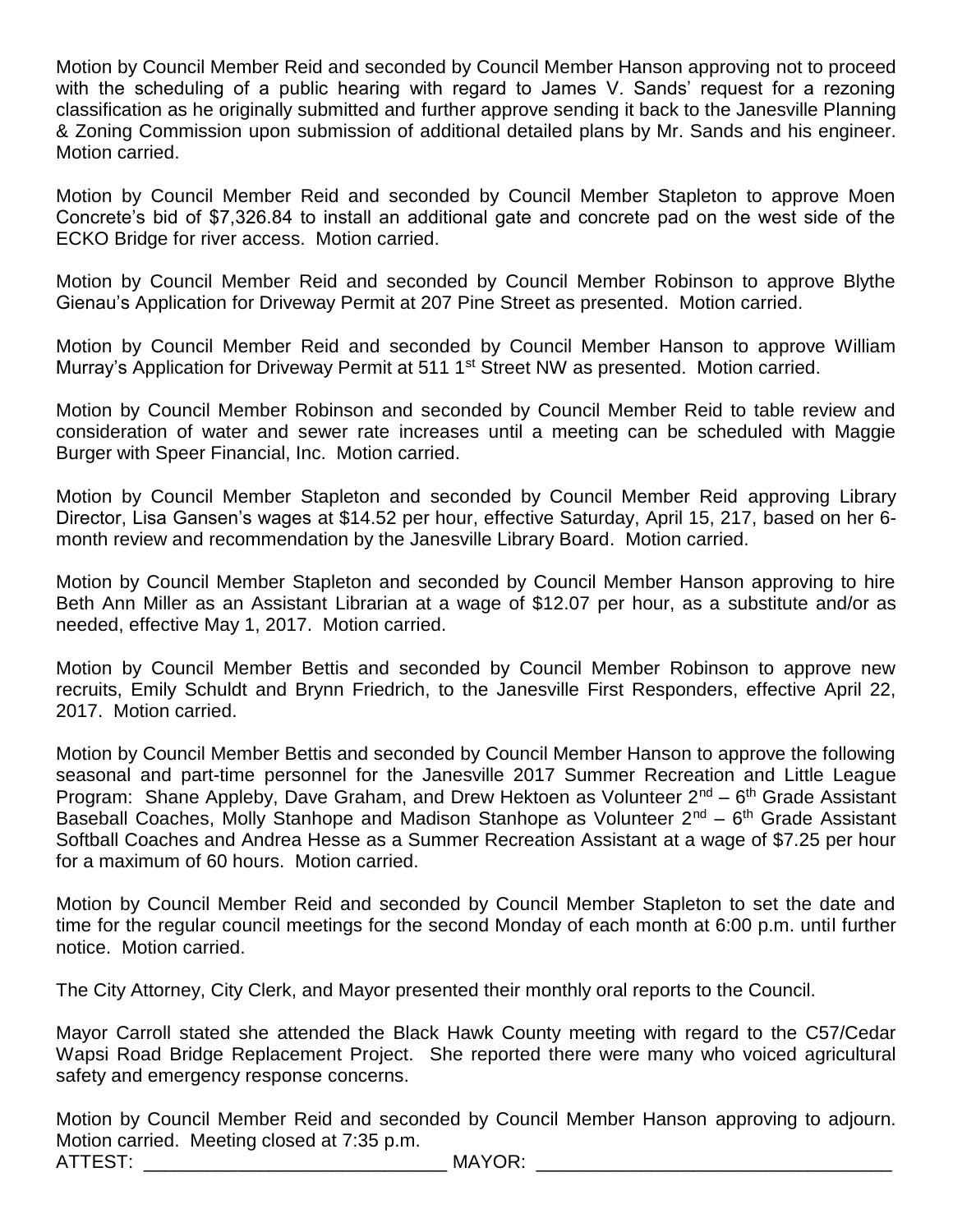Motion by Council Member Reid and seconded by Council Member Hanson approving not to proceed with the scheduling of a public hearing with regard to James V. Sands' request for a rezoning classification as he originally submitted and further approve sending it back to the Janesville Planning & Zoning Commission upon submission of additional detailed plans by Mr. Sands and his engineer. Motion carried.

Motion by Council Member Reid and seconded by Council Member Stapleton to approve Moen Concrete's bid of $7,326.84 to install an additional gate and concrete pad on the west side of the ECKO Bridge for river access. Motion carried.

Motion by Council Member Reid and seconded by Council Member Robinson to approve Blythe Gienau's Application for Driveway Permit at 207 Pine Street as presented. Motion carried.

Motion by Council Member Reid and seconded by Council Member Hanson to approve William Murray's Application for Driveway Permit at 511 1st Street NW as presented. Motion carried.

Motion by Council Member Robinson and seconded by Council Member Reid to table review and consideration of water and sewer rate increases until a meeting can be scheduled with Maggie Burger with Speer Financial, Inc. Motion carried.

Motion by Council Member Stapleton and seconded by Council Member Reid approving Library Director, Lisa Gansen's wages at $14.52 per hour, effective Saturday, April 15, 217, based on her 6-month review and recommendation by the Janesville Library Board. Motion carried.

Motion by Council Member Stapleton and seconded by Council Member Hanson approving to hire Beth Ann Miller as an Assistant Librarian at a wage of $12.07 per hour, as a substitute and/or as needed, effective May 1, 2017. Motion carried.

Motion by Council Member Bettis and seconded by Council Member Robinson to approve new recruits, Emily Schuldt and Brynn Friedrich, to the Janesville First Responders, effective April 22, 2017. Motion carried.

Motion by Council Member Bettis and seconded by Council Member Hanson to approve the following seasonal and part-time personnel for the Janesville 2017 Summer Recreation and Little League Program: Shane Appleby, Dave Graham, and Drew Hektoen as Volunteer 2nd – 6th Grade Assistant Baseball Coaches, Molly Stanhope and Madison Stanhope as Volunteer 2nd – 6th Grade Assistant Softball Coaches and Andrea Hesse as a Summer Recreation Assistant at a wage of $7.25 per hour for a maximum of 60 hours. Motion carried.

Motion by Council Member Reid and seconded by Council Member Stapleton to set the date and time for the regular council meetings for the second Monday of each month at 6:00 p.m. until further notice. Motion carried.

The City Attorney, City Clerk, and Mayor presented their monthly oral reports to the Council.

Mayor Carroll stated she attended the Black Hawk County meeting with regard to the C57/Cedar Wapsi Road Bridge Replacement Project. She reported there were many who voiced agricultural safety and emergency response concerns.

Motion by Council Member Reid and seconded by Council Member Hanson approving to adjourn. Motion carried. Meeting closed at 7:35 p.m.

ATTEST: \_\_\_\_\_\_\_\_\_\_\_\_\_\_\_\_\_\_\_\_\_\_\_\_\_\_\_\_\_\_ MAYOR: \_\_\_\_\_\_\_\_\_\_\_\_\_\_\_\_\_\_\_\_\_\_\_\_\_\_\_\_\_\_\_\_\_\_\_